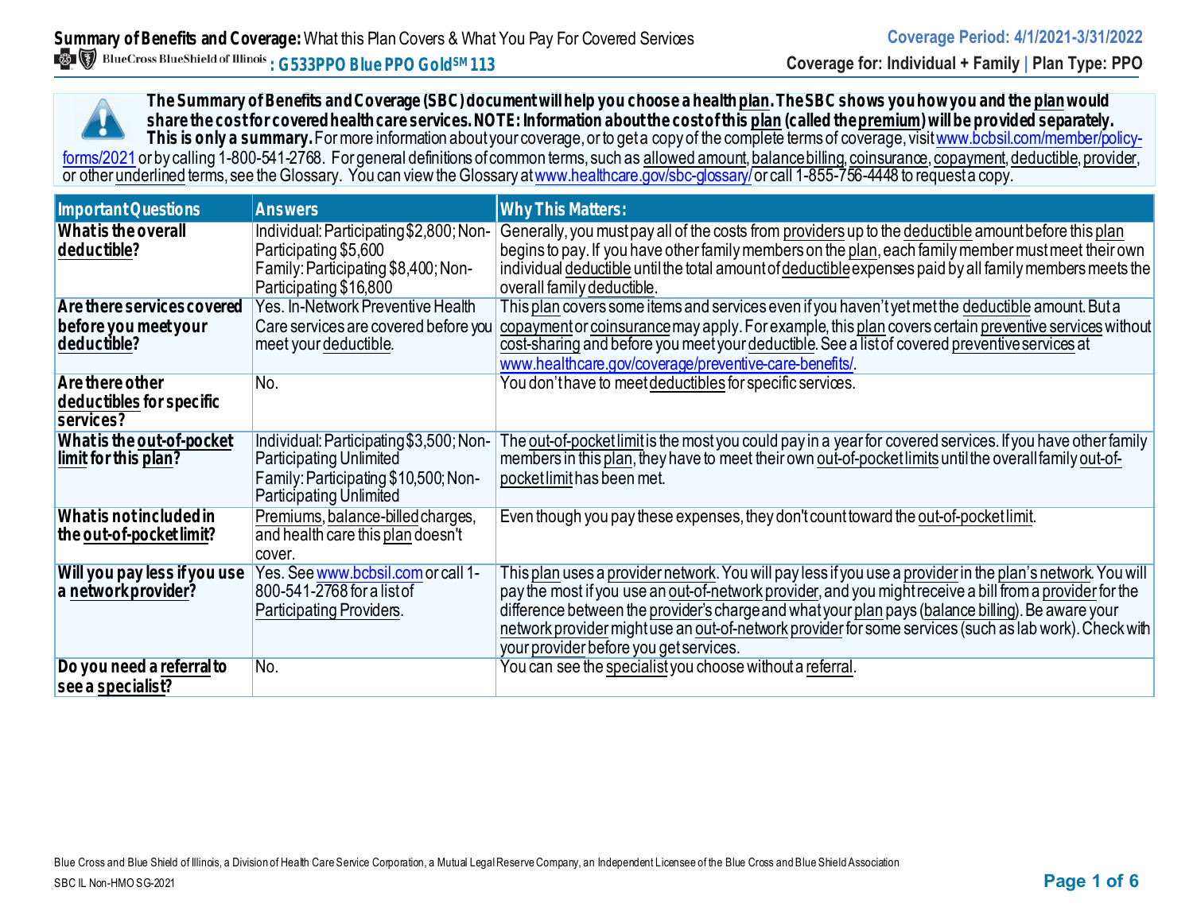# Summary of Benefits and Coverage: What this Plan Covers & What You Pay For Covered Services

**BlueCross BlueShield of Illinois: G533PPO Blue PPO Gold[SM] 113**

**Coverage Period: 4/1/2021-3/31/2022**

**Coverage for: Individual + Family | Plan Type: PPO**

**The Summary of Benefits and Coverage (SBC) document will help you choose a health plan. The SBC shows you how you and the plan would share the cost for covered health care services. NOTE: Information about the cost of this plan (called the premium) will be provided separately. This is only a summary.** For more information about your coverage, or to get a copy of the complete terms of coverage, visit www.bcbsil.com/member/policy-forms/2021 or by calling 1-800-541-2768. For general definitions of common terms, such as allowed amount, balance billing, coinsurance, copayment, deductible, provider, or other underlined terms, see the Glossary. You can view the Glossary at www.healthcare.gov/sbc-glossary/ or call 1-855-756-4448 to request a copy.

| Important Questions | Answers | Why This Matters: |
|---|---|---|
| **What is the overall deductible?** | Individual: Participating $2,800; Non-Participating $5,600<br>Family: Participating $8,400; Non-Participating $16,800 | Generally, you must pay all of the costs from providers up to the deductible amount before this plan begins to pay. If you have other family members on the plan, each family member must meet their own individual deductible until the total amount of deductible expenses paid by all family members meets the overall family deductible. |
| **Are there services covered before you meet your deductible?** | Yes. In-Network Preventive Health Care services are covered before you meet your deductible. | This plan covers some items and services even if you haven't yet met the deductible amount. But a copayment or coinsurance may apply. For example, this plan covers certain preventive services without cost-sharing and before you meet your deductible. See a list of covered preventive services at www.healthcare.gov/coverage/preventive-care-benefits/. |
| **Are there other deductibles for specific services?** | No. | You don't have to meet deductibles for specific services. |
| **What is the out-of-pocket limit for this plan?** | Individual: Participating $3,500; Non-Participating Unlimited<br>Family: Participating $10,500; Non-Participating Unlimited | The out-of-pocket limit is the most you could pay in a year for covered services. If you have other family members in this plan, they have to meet their own out-of-pocket limits until the overall family out-of-pocket limit has been met. |
| **What is not included in the out-of-pocket limit?** | Premiums, balance-billed charges, and health care this plan doesn't cover. | Even though you pay these expenses, they don't count toward the out-of-pocket limit. |
| **Will you pay less if you use a network provider?** | Yes. See www.bcbsil.com or call 1-800-541-2768 for a list of Participating Providers. | This plan uses a provider network. You will pay less if you use a provider in the plan's network. You will pay the most if you use an out-of-network provider, and you might receive a bill from a provider for the difference between the provider's charge and what your plan pays (balance billing). Be aware your network provider might use an out-of-network provider for some services (such as lab work). Check with your provider before you get services. |
| **Do you need a referral to see a specialist?** | No. | You can see the specialist you choose without a referral. |

Blue Cross and Blue Shield of Illinois, a Division of Health Care Service Corporation, a Mutual Legal Reserve Company, an Independent Licensee of the Blue Cross and Blue Shield Association

SBC IL Non-HMO SG-2021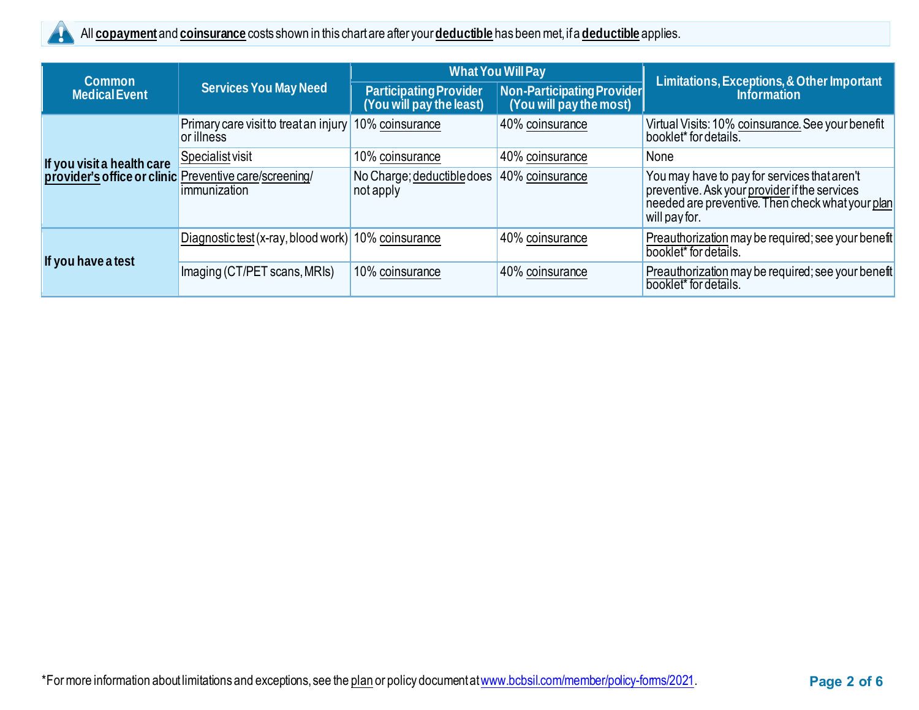All **copayment** and **coinsurance** costs shown in this chart are after your **deductible** has been met, if a **deductible** applies.

| Common Medical Event | Services You May Need | What You Will Pay | | Limitations, Exceptions, & Other Important Information |
|---|---|---|---|---|
| | | Participating Provider (You will pay the least) | Non-Participating Provider (You will pay the most) | |
| If you visit a health care provider's office or clinic | Primary care visit to treat an injury or illness | 10% coinsurance | 40% coinsurance | Virtual Visits: 10% coinsurance. See your benefit booklet* for details. |
| | Specialist visit | 10% coinsurance | 40% coinsurance | None |
| | Preventive care/screening/ immunization | No Charge; deductible does not apply | 40% coinsurance | You may have to pay for services that aren't preventive. Ask your provider if the services needed are preventive. Then check what your plan will pay for. |
| If you have a test | Diagnostic test (x-ray, blood work) | 10% coinsurance | 40% coinsurance | Preauthorization may be required; see your benefit booklet* for details. |
| | Imaging (CT/PET scans, MRIs) | 10% coinsurance | 40% coinsurance | Preauthorization may be required; see your benefit booklet* for details. |

*For more information about limitations and exceptions, see the plan or policy document at www.bcbsil.com/member/policy-forms/2021.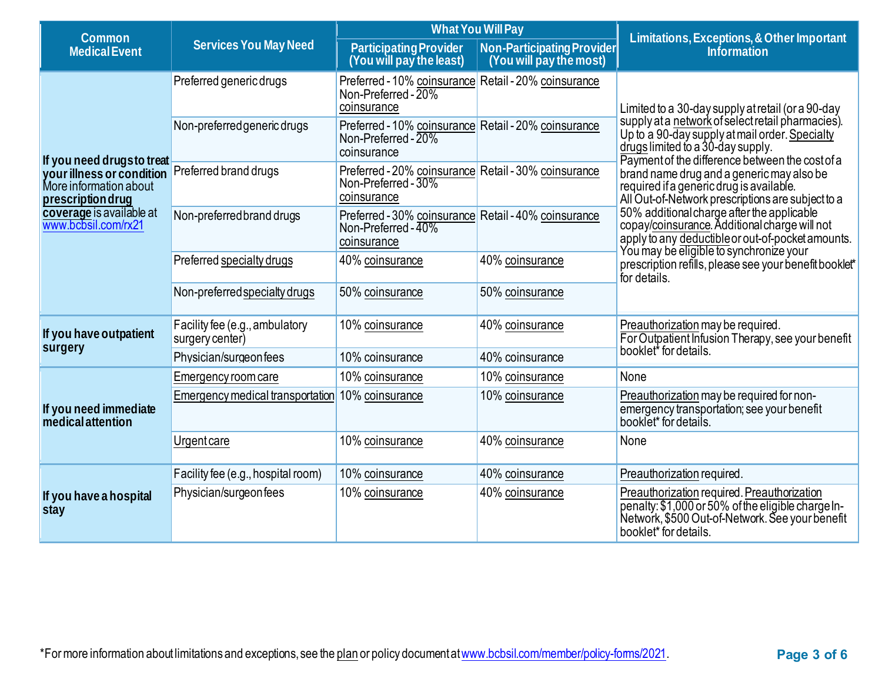| Common Medical Event | Services You May Need | What You Will Pay | | Limitations, Exceptions, & Other Important Information |
|---|---|---|---|---|
| | | Participating Provider (You will pay the least) | Non-Participating Provider (You will pay the most) | |
| **If you need drugs to treat your illness or condition** More information about **prescription drug coverage** is available at www.bcbsil.com/rx21 | Preferred generic drugs | Preferred - 10% coinsurance Non-Preferred - 20% coinsurance | Retail - 20% coinsurance | Limited to a 30-day supply at retail (or a 90-day supply at a network of select retail pharmacies). Up to a 90-day supply at mail order. Specialty drugs limited to a 30-day supply. Payment of the difference between the cost of a brand name drug and a generic may also be required if a generic drug is available. All Out-of-Network prescriptions are subject to a 50% additional charge after the applicable copay/coinsurance. Additional charge will not apply to any deductible or out-of-pocket amounts. You may be eligible to synchronize your prescription refills, please see your benefit booklet* for details. |
| | Non-preferred generic drugs | Preferred - 10% coinsurance Non-Preferred - 20% coinsurance | Retail - 20% coinsurance | |
| | Preferred brand drugs | Preferred - 20% coinsurance Non-Preferred - 30% coinsurance | Retail - 30% coinsurance | |
| | Non-preferred brand drugs | Preferred - 30% coinsurance Non-Preferred - 40% coinsurance | Retail - 40% coinsurance | |
| | Preferred specialty drugs | 40% coinsurance | 40% coinsurance | |
| | Non-preferred specialty drugs | 50% coinsurance | 50% coinsurance | |
| **If you have outpatient surgery** | Facility fee (e.g., ambulatory surgery center) | 10% coinsurance | 40% coinsurance | Preauthorization may be required. For Outpatient Infusion Therapy, see your benefit booklet* for details. |
| | Physician/surgeon fees | 10% coinsurance | 40% coinsurance | |
| **If you need immediate medical attention** | Emergency room care | 10% coinsurance | 10% coinsurance | None |
| | Emergency medical transportation | 10% coinsurance | 10% coinsurance | Preauthorization may be required for non-emergency transportation; see your benefit booklet* for details. |
| | Urgent care | 10% coinsurance | 40% coinsurance | None |
| **If you have a hospital stay** | Facility fee (e.g., hospital room) | 10% coinsurance | 40% coinsurance | Preauthorization required. |
| | Physician/surgeon fees | 10% coinsurance | 40% coinsurance | Preauthorization required. Preauthorization penalty: $1,000 or 50% of the eligible charge In-Network, $500 Out-of-Network. See your benefit booklet* for details. |

*For more information about limitations and exceptions, see the plan or policy document at www.bcbsil.com/member/policy-forms/2021.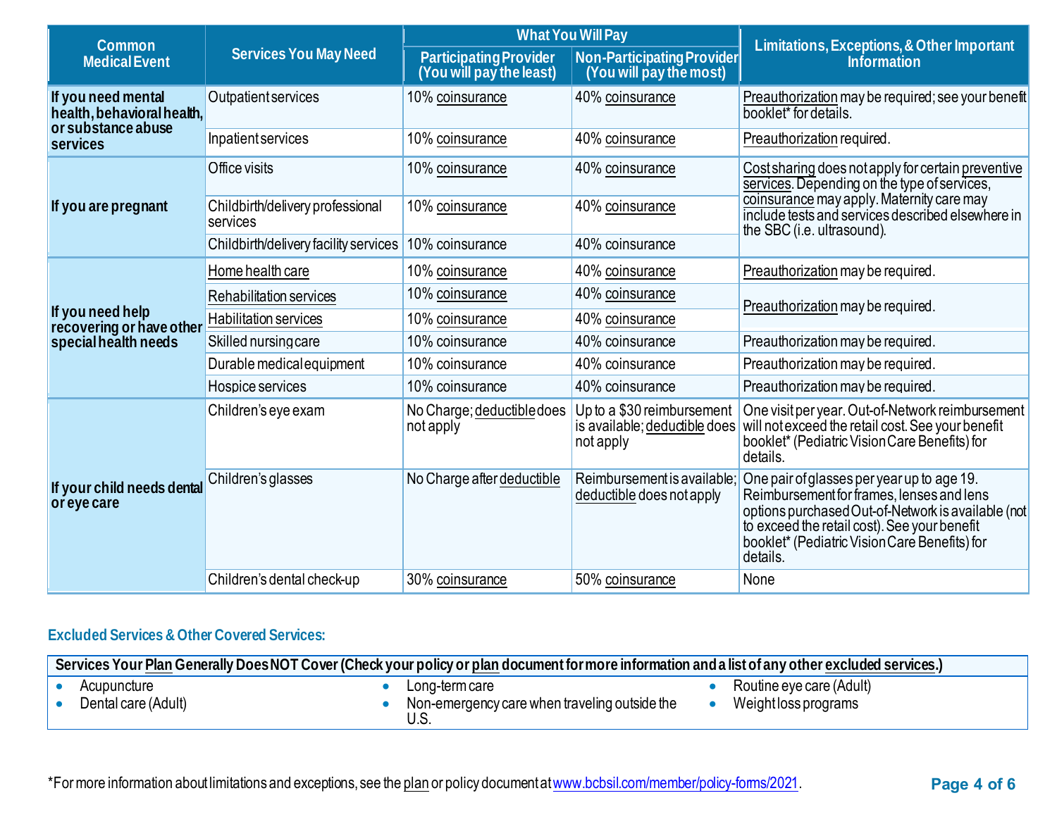| Common Medical Event | Services You May Need | What You Will Pay | | Limitations, Exceptions, & Other Important Information |
|---|---|---|---|---|
| | | Participating Provider (You will pay the least) | Non-Participating Provider (You will pay the most) | |
| **If you need mental health, behavioral health, or substance abuse services** | Outpatient services | 10% coinsurance | 40% coinsurance | Preauthorization may be required; see your benefit booklet* for details. |
| | Inpatient services | 10% coinsurance | 40% coinsurance | Preauthorization required. |
| **If you are pregnant** | Office visits | 10% coinsurance | 40% coinsurance | Cost sharing does not apply for certain preventive services. Depending on the type of services, coinsurance may apply. Maternity care may include tests and services described elsewhere in the SBC (i.e. ultrasound). |
| | Childbirth/delivery professional services | 10% coinsurance | 40% coinsurance | |
| | Childbirth/delivery facility services | 10% coinsurance | 40% coinsurance | |
| **If you need help recovering or have other special health needs** | Home health care | 10% coinsurance | 40% coinsurance | Preauthorization may be required. |
| | Rehabilitation services | 10% coinsurance | 40% coinsurance | Preauthorization may be required. |
| | Habilitation services | 10% coinsurance | 40% coinsurance | |
| | Skilled nursing care | 10% coinsurance | 40% coinsurance | Preauthorization may be required. |
| | Durable medical equipment | 10% coinsurance | 40% coinsurance | Preauthorization may be required. |
| | Hospice services | 10% coinsurance | 40% coinsurance | Preauthorization may be required. |
| **If your child needs dental or eye care** | Children's eye exam | No Charge; deductible does not apply | Up to a $30 reimbursement is available; deductible does not apply | One visit per year. Out-of-Network reimbursement will not exceed the retail cost. See your benefit booklet* (Pediatric Vision Care Benefits) for details. |
| | Children's glasses | No Charge after deductible | Reimbursement is available; deductible does not apply | One pair of glasses per year up to age 19. Reimbursement for frames, lenses and lens options purchased Out-of-Network is available (not to exceed the retail cost). See your benefit booklet* (Pediatric Vision Care Benefits) for details. |
| | Children's dental check-up | 30% coinsurance | 50% coinsurance | None |

## Excluded Services & Other Covered Services:

**Services Your Plan Generally Does NOT Cover (Check your policy or plan document for more information and a list of any other excluded services.)**

- Acupuncture
- Dental care (Adult)
- Long-term care
- Non-emergency care when traveling outside the U.S.
- Routine eye care (Adult)
- Weight loss programs

*For more information about limitations and exceptions, see the plan or policy document at www.bcbsil.com/member/policy-forms/2021.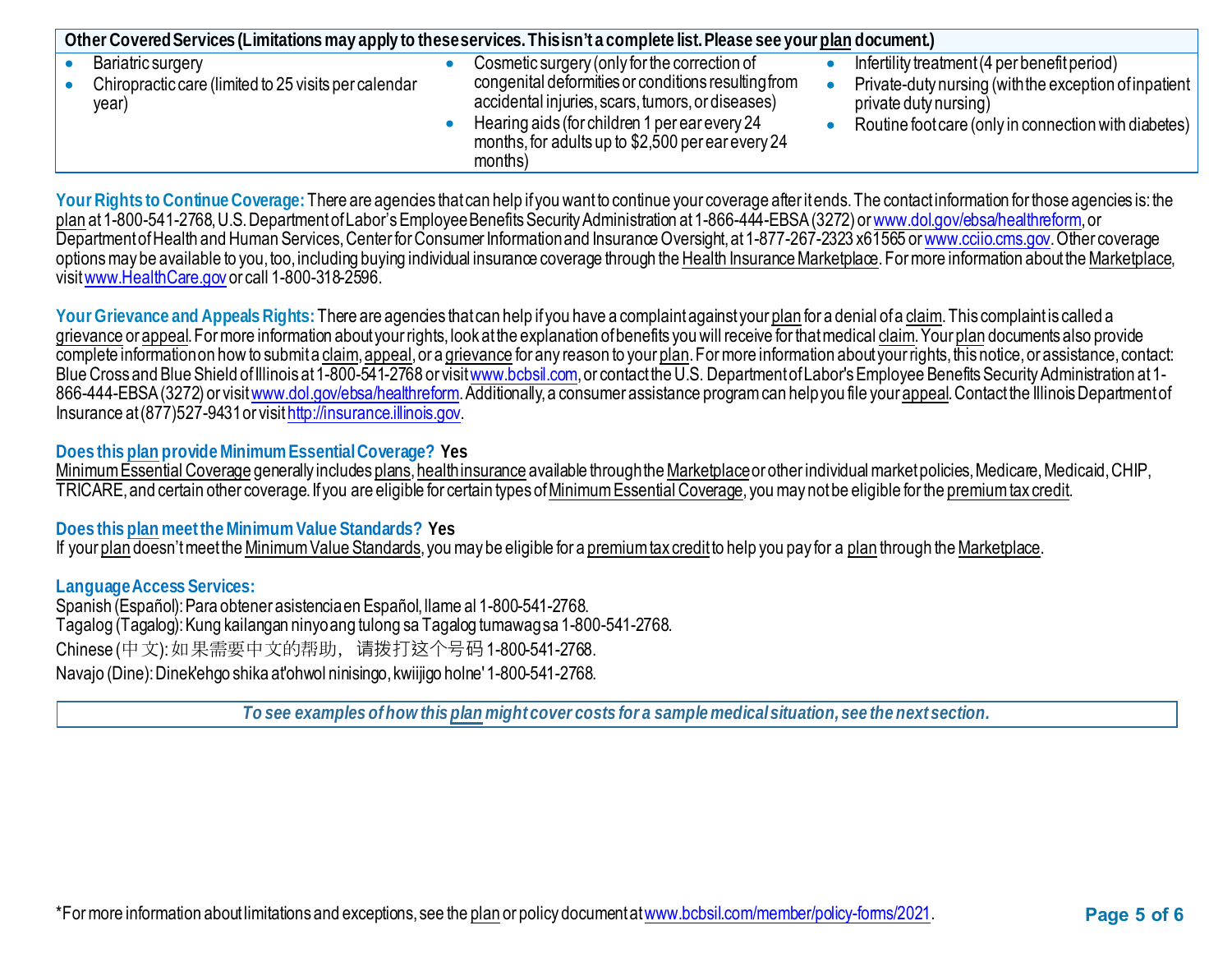| Other Covered Services (Limitations may apply to these services. This isn't a complete list. Please see your plan document.) | | |
|---|---|---|
| • Bariatric surgery<br>• Chiropractic care (limited to 25 visits per calendar year) | • Cosmetic surgery (only for the correction of congenital deformities or conditions resulting from accidental injuries, scars, tumors, or diseases)<br>• Hearing aids (for children 1 per ear every 24 months, for adults up to $2,500 per ear every 24 months) | • Infertility treatment (4 per benefit period)<br>• Private-duty nursing (with the exception of inpatient private duty nursing)<br>• Routine foot care (only in connection with diabetes) |

**Your Rights to Continue Coverage:** There are agencies that can help if you want to continue your coverage after it ends. The contact information for those agencies is: the plan at 1-800-541-2768, U.S. Department of Labor's Employee Benefits Security Administration at 1-866-444-EBSA (3272) or www.dol.gov/ebsa/healthreform, or Department of Health and Human Services, Center for Consumer Information and Insurance Oversight, at 1-877-267-2323 x61565 or www.cciio.cms.gov. Other coverage options may be available to you, too, including buying individual insurance coverage through the Health Insurance Marketplace. For more information about the Marketplace, visit www.HealthCare.gov or call 1-800-318-2596.

**Your Grievance and Appeals Rights:** There are agencies that can help if you have a complaint against your plan for a denial of a claim. This complaint is called a grievance or appeal. For more information about your rights, look at the explanation of benefits you will receive for that medical claim. Your plan documents also provide complete information on how to submit a claim, appeal, or a grievance for any reason to your plan. For more information about your rights, this notice, or assistance, contact: Blue Cross and Blue Shield of Illinois at 1-800-541-2768 or visit www.bcbsil.com, or contact the U.S. Department of Labor's Employee Benefits Security Administration at 1-866-444-EBSA (3272) or visit www.dol.gov/ebsa/healthreform. Additionally, a consumer assistance program can help you file your appeal. Contact the Illinois Department of Insurance at (877)527-9431 or visit http://insurance.illinois.gov.

**Does this plan provide Minimum Essential Coverage? Yes**

Minimum Essential Coverage generally includes plans, health insurance available through the Marketplace or other individual market policies, Medicare, Medicaid, CHIP, TRICARE, and certain other coverage. If you are eligible for certain types of Minimum Essential Coverage, you may not be eligible for the premium tax credit.

**Does this plan meet the Minimum Value Standards? Yes**

If your plan doesn't meet the Minimum Value Standards, you may be eligible for a premium tax credit to help you pay for a plan through the Marketplace.

**Language Access Services:**

Spanish (Español): Para obtener asistencia en Español, llame al 1-800-541-2768.
Tagalog (Tagalog): Kung kailangan ninyo ang tulong sa Tagalog tumawag sa 1-800-541-2768.
Chinese (中文): 如果需要中文的帮助， 请拨打这个号码 1-800-541-2768.
Navajo (Dine): Dinek'ehgo shika at'ohwol ninisingo, kwiijigo holne' 1-800-541-2768.

***To see examples of how this plan might cover costs for a sample medical situation, see the next section.***

*For more information about limitations and exceptions, see the plan or policy document at www.bcbsil.com/member/policy-forms/2021.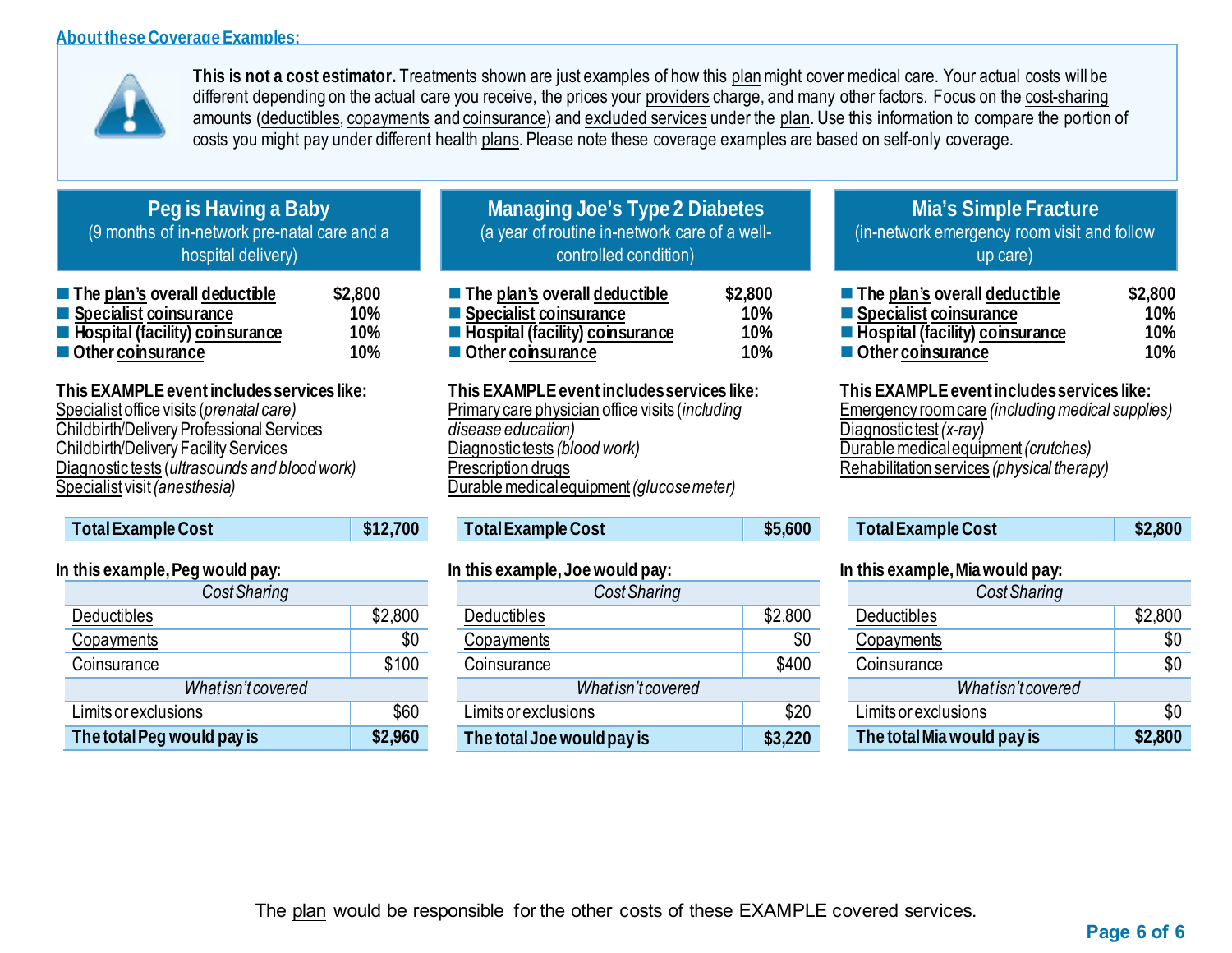## About these Coverage Examples:

**This is not a cost estimator.** Treatments shown are just examples of how this plan might cover medical care. Your actual costs will be different depending on the actual care you receive, the prices your providers charge, and many other factors. Focus on the cost-sharing amounts (deductibles, copayments and coinsurance) and excluded services under the plan. Use this information to compare the portion of costs you might pay under different health plans. Please note these coverage examples are based on self-only coverage.

### Peg is Having a Baby

(9 months of in-network pre-natal care and a hospital delivery)

- **The plan's overall deductible** **$2,800**
- **Specialist coinsurance** **10%**
- **Hospital (facility) coinsurance** **10%**
- **Other coinsurance** **10%**

**This EXAMPLE event includes services like:**
Specialist office visits (*prenatal care)*
Childbirth/Delivery Professional Services
Childbirth/Delivery Facility Services
Diagnostic tests (*ultrasounds and blood work)*
Specialist visit *(anesthesia)*

| **Total Example Cost** | **$12,700** |
|---|---|

**In this example, Peg would pay:**

| *Cost Sharing* | |
|---|---|
| Deductibles | $2,800 |
| Copayments | $0 |
| Coinsurance | $100 |
| *What isn't covered* | |
| Limits or exclusions | $60 |
| **The total Peg would pay is** | **$2,960** |

### Managing Joe's Type 2 Diabetes

(a year of routine in-network care of a well-controlled condition)

- **The plan's overall deductible** **$2,800**
- **Specialist coinsurance** **10%**
- **Hospital (facility) coinsurance** **10%**
- **Other coinsurance** **10%**

**This EXAMPLE event includes services like:**
Primary care physician office visits (*including disease education)*
Diagnostic tests *(blood work)*
Prescription drugs
Durable medical equipment *(glucose meter)*

| **Total Example Cost** | **$5,600** |
|---|---|

**In this example, Joe would pay:**

| *Cost Sharing* | |
|---|---|
| Deductibles | $2,800 |
| Copayments | $0 |
| Coinsurance | $400 |
| *What isn't covered* | |
| Limits or exclusions | $20 |
| **The total Joe would pay is** | **$3,220** |

### Mia's Simple Fracture

(in-network emergency room visit and follow up care)

- **The plan's overall deductible** **$2,800**
- **Specialist coinsurance** **10%**
- **Hospital (facility) coinsurance** **10%**
- **Other coinsurance** **10%**

**This EXAMPLE event includes services like:**
Emergency room care *(including medical supplies)*
Diagnostic test *(x-ray)*
Durable medical equipment *(crutches)*
Rehabilitation services *(physical therapy)*

| **Total Example Cost** | **$2,800** |
|---|---|

**In this example, Mia would pay:**

| *Cost Sharing* | |
|---|---|
| Deductibles | $2,800 |
| Copayments | $0 |
| Coinsurance | $0 |
| *What isn't covered* | |
| Limits or exclusions | $0 |
| **The total Mia would pay is** | **$2,800** |

The plan would be responsible for the other costs of these EXAMPLE covered services.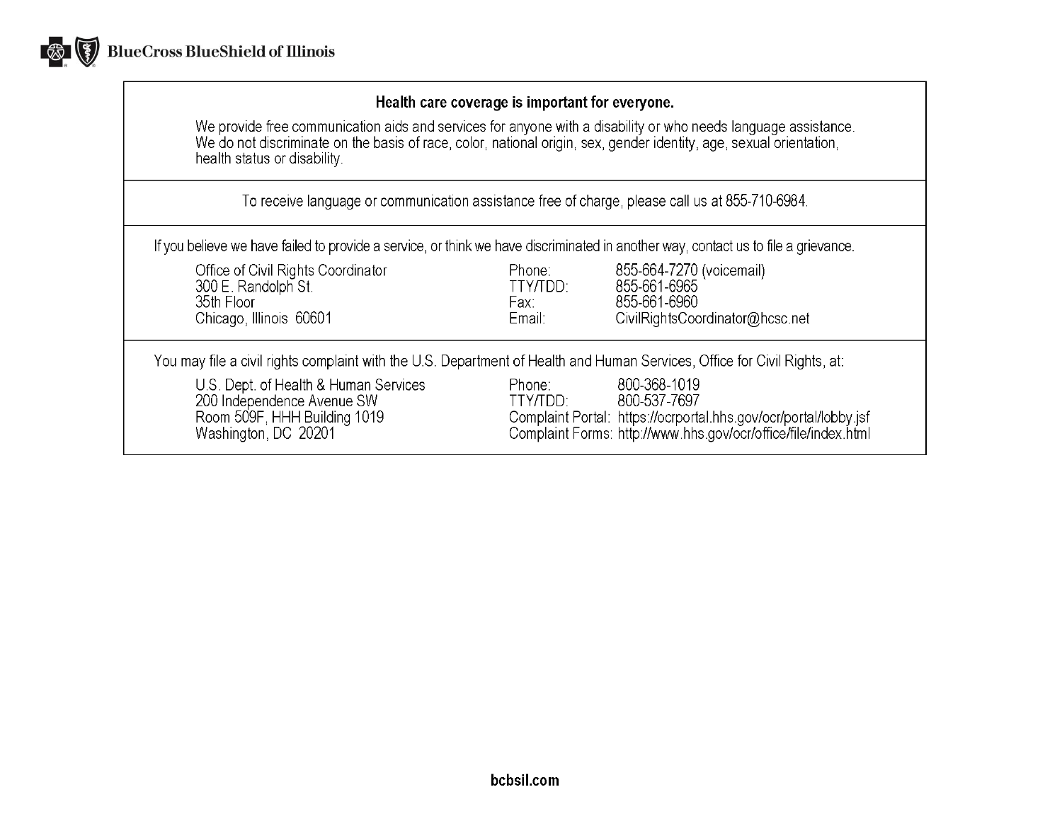BlueCross BlueShield of Illinois

## Health care coverage is important for everyone.

We provide free communication aids and services for anyone with a disability or who needs language assistance. We do not discriminate on the basis of race, color, national origin, sex, gender identity, age, sexual orientation, health status or disability.

To receive language or communication assistance free of charge, please call us at 855-710-6984.

If you believe we have failed to provide a service, or think we have discriminated in another way, contact us to file a grievance.

| | | |
|---|---|---|
| Office of Civil Rights Coordinator | Phone: | 855-664-7270 (voicemail) |
| 300 E. Randolph St. | TTY/TDD: | 855-661-6965 |
| 35th Floor | Fax: | 855-661-6960 |
| Chicago, Illinois 60601 | Email: | CivilRightsCoordinator@hcsc.net |

You may file a civil rights complaint with the U.S. Department of Health and Human Services, Office for Civil Rights, at:

| | | |
|---|---|---|
| U.S. Dept. of Health & Human Services | Phone: | 800-368-1019 |
| 200 Independence Avenue SW | TTY/TDD: | 800-537-7697 |
| Room 509F, HHH Building 1019 | Complaint Portal: | https://ocrportal.hhs.gov/ocr/portal/lobby.jsf |
| Washington, DC 20201 | Complaint Forms: | http://www.hhs.gov/ocr/office/file/index.html |

**bcbsil.com**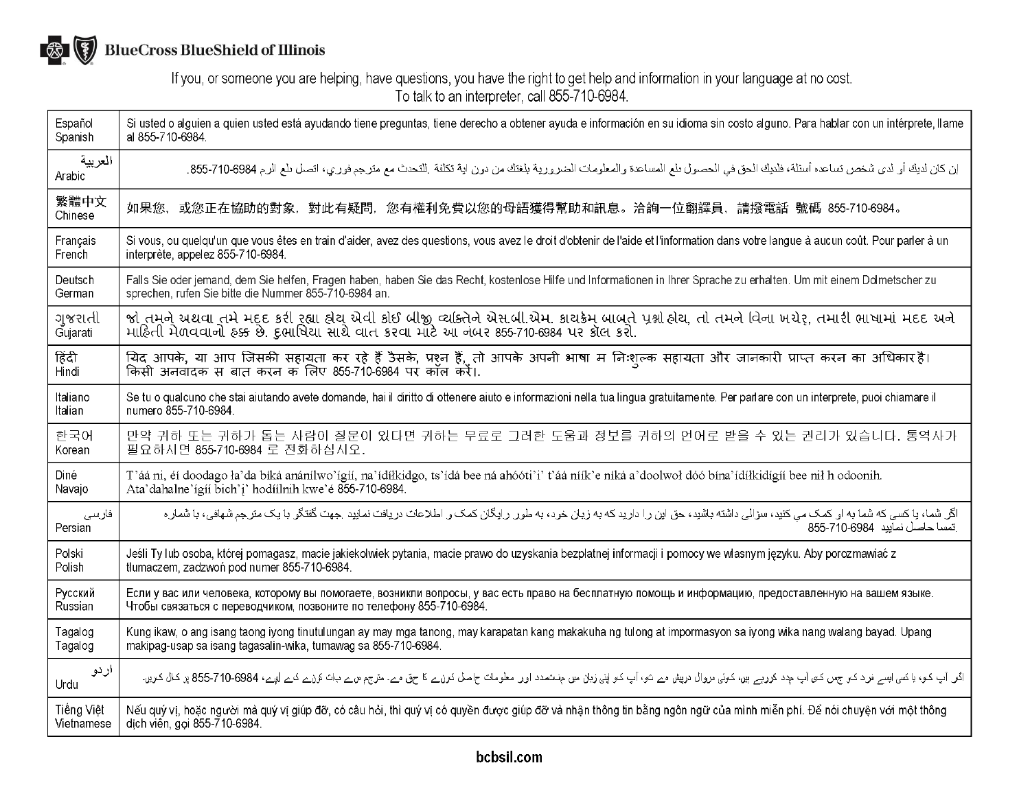BlueCross BlueShield of Illinois

If you, or someone you are helping, have questions, you have the right to get help and information in your language at no cost. To talk to an interpreter, call 855-710-6984.

| | |
|---|---|
| Español Spanish | Si usted o alguien a quien usted está ayudando tiene preguntas, tiene derecho a obtener ayuda e información en su idioma sin costo alguno. Para hablar con un intérprete, llame al 855-710-6984. |
| العربية Arabic | إن كان لديك أو لدى شخص تساعده أسئلة، فلديك الحق في الحصول على المساعدة والمعلومات الضرورية بلغتك من دون اية تكلفة .للتحدث مع مترجم فوري، اتصل على الرقم 855-710-6984. |
| 繁體中文 Chinese | 如果您，或您正在協助的對象，對此有疑問，您有權利免費以您的母語獲得幫助和訊息。洽詢一位翻譯員，請撥電話 號碼 855-710-6984。 |
| Français French | Si vous, ou quelqu'un que vous êtes en train d'aider, avez des questions, vous avez le droit d'obtenir de l'aide et l'information dans votre langue à aucun coût. Pour parler à un interprète, appelez 855-710-6984. |
| Deutsch German | Falls Sie oder jemand, dem Sie helfen, Fragen haben, haben Sie das Recht, kostenlose Hilfe und Informationen in Ihrer Sprache zu erhalten. Um mit einem Dolmetscher zu sprechen, rufen Sie bitte die Nummer 855-710-6984 an. |
| ગુજરાતી Gujarati | જો તમને અથવા તમે મદદ કરી રહ્યા હોય એવી કોઈ બીજી વ્યક્તિને એસ.બી.એમ. કાયક્રમ બાબતે પ્રશ્નો હોય, તો તમને વિના ખર્ચે, તમારી ભાષામાં મદદ અને માહિતી મેળવવાનો હક્ક છે. દુભાષિયા સાથે વાત કરવા માટે આ નંબર 855-710-6984 પર કૉલ કરો. |
| हिंदी Hindi | यदि आपके, या आप जिसकी सहायता कर रहे हैं उसके, प्रश्न हैं, तो आपके अपनी भाषा म निःशुल्क सहायता और जानकारी प्राप्त करन का अधिकार है। किसी अनवादक स बात करन क लिए 855-710-6984 पर कॉल करें। |
| Italiano Italian | Se tu o qualcuno che stai aiutando avete domande, hai il diritto di ottenere aiuto e informazioni nella tua lingua gratuitamente. Per parlare con un interprete, puoi chiamare il numero 855-710-6984. |
| 한국어 Korean | 만약 귀하 또는 귀하가 돕는 사람이 질문이 있다면 귀하는 무료로 그러한 도움과 정보를 귀하의 언어로 받을 수 있는 권리가 있습니다. 통역사가 필요하시면 855-710-6984 로 전화하십시오. |
| Diné Navajo | T'áá ni, éí doodago ła'da bíká anánílwo'ígíí, na'ídíłkidgo, ts'ídá bee ná ahóóti'i' t'áá níík'e níká a'doolwoł dóó bína'ídíłkidígíí bee nił h odoonih. Ata'dahalne'ígíí bich'į' hodíílnih kwe'é 855-710-6984. |
| فارسی Persian | اگر شما، یا کسی که شما به او کمک می کنید، سؤالی داشته باشید، حق این را دارید که به زبان خود، به طور رایگان کمک و اطلاعات دریافت نمایید. جهت گفتگو با یک مترجم شفاهی، با شماره 855-710-6984 تمسا حاصل نمایید. |
| Polski Polish | Jeśli Ty lub osoba, której pomagasz, macie jakiekolwiek pytania, macie prawo do uzyskania bezpłatnej informacji i pomocy we własnym języku. Aby porozmawiać z tłumaczem, zadzwoń pod numer 855-710-6984. |
| Русский Russian | Если у вас или человека, которому вы помогаете, возникли вопросы, у вас есть право на бесплатную помощь и информацию, предоставленную на вашем языке. Чтобы связаться с переводчиком, позвоните по телефону 855-710-6984. |
| Tagalog Tagalog | Kung ikaw, o ang isang taong iyong tinutulungan ay may mga tanong, may karapatan kang makakuha ng tulong at impormasyon sa iyong wika nang walang bayad. Upang makipag-usap sa isang tagasalin-wika, tumawag sa 855-710-6984. |
| اردو Urdu | اگر آپ کو، یا کسی ایسے فرد کو جس کی آپ مدد کررہے ہیں، کوئی سوال درپیش ہے تو، آپ کو اپنی زبان میں مفت مدد اور معلومات حاصل کرنے کا حق ہے۔ مترجم سے بات کرنے کے لیے، 855-710-6984 پر کال کریں۔ |
| Tiếng Việt Vietnamese | Nếu quý vị, hoặc người mà quý vị giúp đỡ, có câu hỏi, thì quý vị có quyền được giúp đỡ và nhận thông tin bằng ngôn ngữ của mình miễn phí. Để nói chuyện với một thông dịch viên, gọi 855-710-6984. |

bcbsil.com